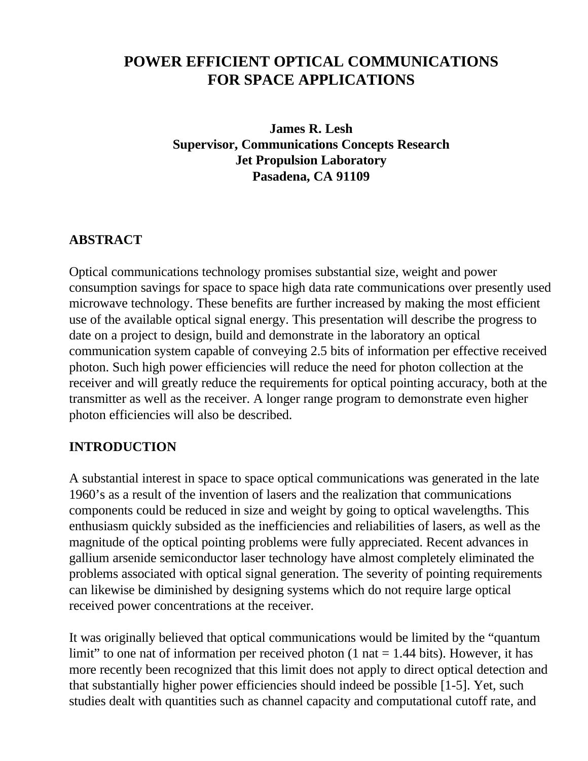# POWER EFFICIENT OPTICAL COMMUNICATIONS FOR SPACE APPLICATIONS

**James R. Lesh**
**Supervisor, Communications Concepts Research**
**Jet Propulsion Laboratory**
**Pasadena, CA 91109**

## ABSTRACT

Optical communications technology promises substantial size, weight and power consumption savings for space to space high data rate communications over presently used microwave technology. These benefits are further increased by making the most efficient use of the available optical signal energy. This presentation will describe the progress to date on a project to design, build and demonstrate in the laboratory an optical communication system capable of conveying 2.5 bits of information per effective received photon. Such high power efficiencies will reduce the need for photon collection at the receiver and will greatly reduce the requirements for optical pointing accuracy, both at the transmitter as well as the receiver. A longer range program to demonstrate even higher photon efficiencies will also be described.

## INTRODUCTION

A substantial interest in space to space optical communications was generated in the late 1960's as a result of the invention of lasers and the realization that communications components could be reduced in size and weight by going to optical wavelengths. This enthusiasm quickly subsided as the inefficiencies and reliabilities of lasers, as well as the magnitude of the optical pointing problems were fully appreciated. Recent advances in gallium arsenide semiconductor laser technology have almost completely eliminated the problems associated with optical signal generation. The severity of pointing requirements can likewise be diminished by designing systems which do not require large optical received power concentrations at the receiver.

It was originally believed that optical communications would be limited by the "quantum limit" to one nat of information per received photon (1 nat = 1.44 bits). However, it has more recently been recognized that this limit does not apply to direct optical detection and that substantially higher power efficiencies should indeed be possible [1-5]. Yet, such studies dealt with quantities such as channel capacity and computational cutoff rate, and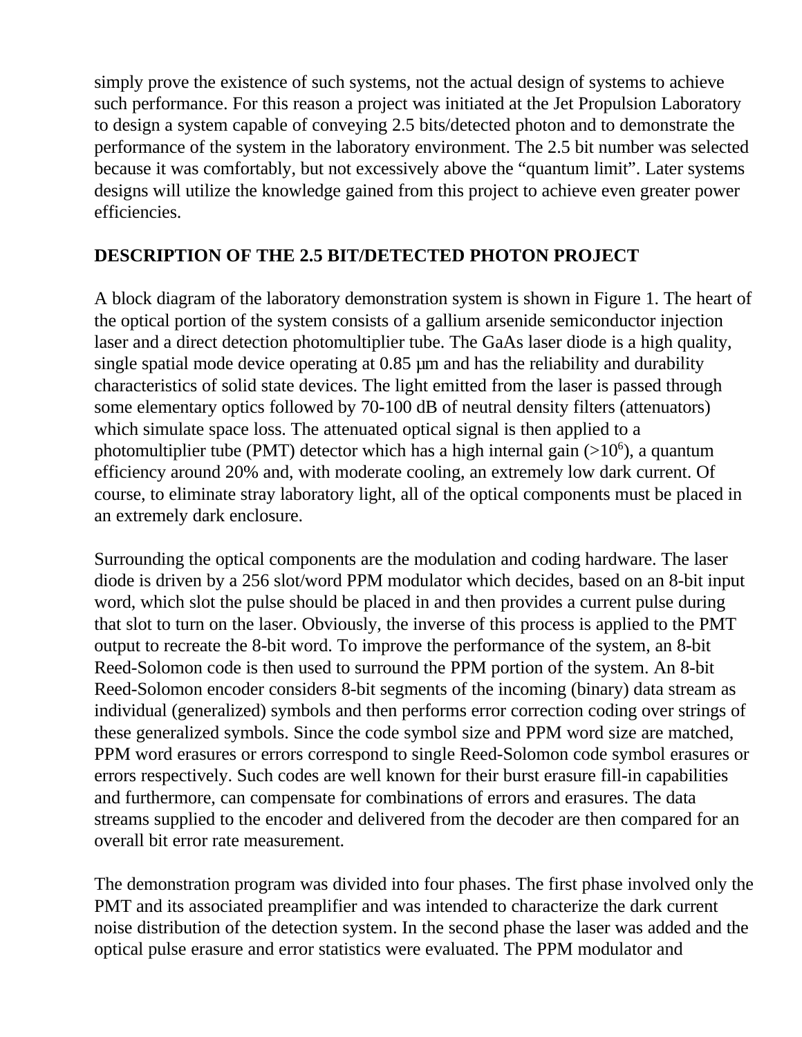simply prove the existence of such systems, not the actual design of systems to achieve such performance. For this reason a project was initiated at the Jet Propulsion Laboratory to design a system capable of conveying 2.5 bits/detected photon and to demonstrate the performance of the system in the laboratory environment. The 2.5 bit number was selected because it was comfortably, but not excessively above the "quantum limit". Later systems designs will utilize the knowledge gained from this project to achieve even greater power efficiencies.

## DESCRIPTION OF THE 2.5 BIT/DETECTED PHOTON PROJECT

A block diagram of the laboratory demonstration system is shown in Figure 1. The heart of the optical portion of the system consists of a gallium arsenide semiconductor injection laser and a direct detection photomultiplier tube. The GaAs laser diode is a high quality, single spatial mode device operating at 0.85 μm and has the reliability and durability characteristics of solid state devices. The light emitted from the laser is passed through some elementary optics followed by 70-100 dB of neutral density filters (attenuators) which simulate space loss. The attenuated optical signal is then applied to a photomultiplier tube (PMT) detector which has a high internal gain ($>10^6$), a quantum efficiency around 20% and, with moderate cooling, an extremely low dark current. Of course, to eliminate stray laboratory light, all of the optical components must be placed in an extremely dark enclosure.

Surrounding the optical components are the modulation and coding hardware. The laser diode is driven by a 256 slot/word PPM modulator which decides, based on an 8-bit input word, which slot the pulse should be placed in and then provides a current pulse during that slot to turn on the laser. Obviously, the inverse of this process is applied to the PMT output to recreate the 8-bit word. To improve the performance of the system, an 8-bit Reed-Solomon code is then used to surround the PPM portion of the system. An 8-bit Reed-Solomon encoder considers 8-bit segments of the incoming (binary) data stream as individual (generalized) symbols and then performs error correction coding over strings of these generalized symbols. Since the code symbol size and PPM word size are matched, PPM word erasures or errors correspond to single Reed-Solomon code symbol erasures or errors respectively. Such codes are well known for their burst erasure fill-in capabilities and furthermore, can compensate for combinations of errors and erasures. The data streams supplied to the encoder and delivered from the decoder are then compared for an overall bit error rate measurement.

The demonstration program was divided into four phases. The first phase involved only the PMT and its associated preamplifier and was intended to characterize the dark current noise distribution of the detection system. In the second phase the laser was added and the optical pulse erasure and error statistics were evaluated. The PPM modulator and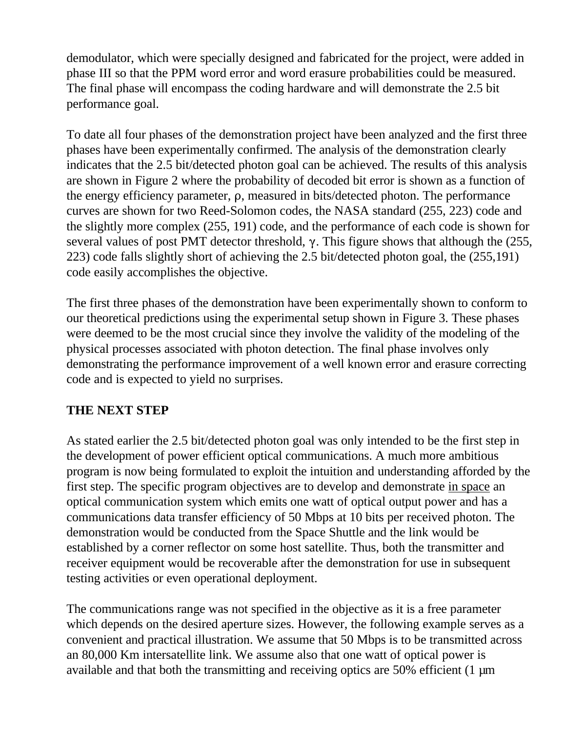demodulator, which were specially designed and fabricated for the project, were added in phase III so that the PPM word error and word erasure probabilities could be measured. The final phase will encompass the coding hardware and will demonstrate the 2.5 bit performance goal.

To date all four phases of the demonstration project have been analyzed and the first three phases have been experimentally confirmed. The analysis of the demonstration clearly indicates that the 2.5 bit/detected photon goal can be achieved. The results of this analysis are shown in Figure 2 where the probability of decoded bit error is shown as a function of the energy efficiency parameter, $\rho$, measured in bits/detected photon. The performance curves are shown for two Reed-Solomon codes, the NASA standard (255, 223) code and the slightly more complex (255, 191) code, and the performance of each code is shown for several values of post PMT detector threshold, $\gamma$. This figure shows that although the (255, 223) code falls slightly short of achieving the 2.5 bit/detected photon goal, the (255,191) code easily accomplishes the objective.

The first three phases of the demonstration have been experimentally shown to conform to our theoretical predictions using the experimental setup shown in Figure 3. These phases were deemed to be the most crucial since they involve the validity of the modeling of the physical processes associated with photon detection. The final phase involves only demonstrating the performance improvement of a well known error and erasure correcting code and is expected to yield no surprises.

## THE NEXT STEP

As stated earlier the 2.5 bit/detected photon goal was only intended to be the first step in the development of power efficient optical communications. A much more ambitious program is now being formulated to exploit the intuition and understanding afforded by the first step. The specific program objectives are to develop and demonstrate <u>in space</u> an optical communication system which emits one watt of optical output power and has a communications data transfer efficiency of 50 Mbps at 10 bits per received photon. The demonstration would be conducted from the Space Shuttle and the link would be established by a corner reflector on some host satellite. Thus, both the transmitter and receiver equipment would be recoverable after the demonstration for use in subsequent testing activities or even operational deployment.

The communications range was not specified in the objective as it is a free parameter which depends on the desired aperture sizes. However, the following example serves as a convenient and practical illustration. We assume that 50 Mbps is to be transmitted across an 80,000 Km intersatellite link. We assume also that one watt of optical power is available and that both the transmitting and receiving optics are 50% efficient (1 µm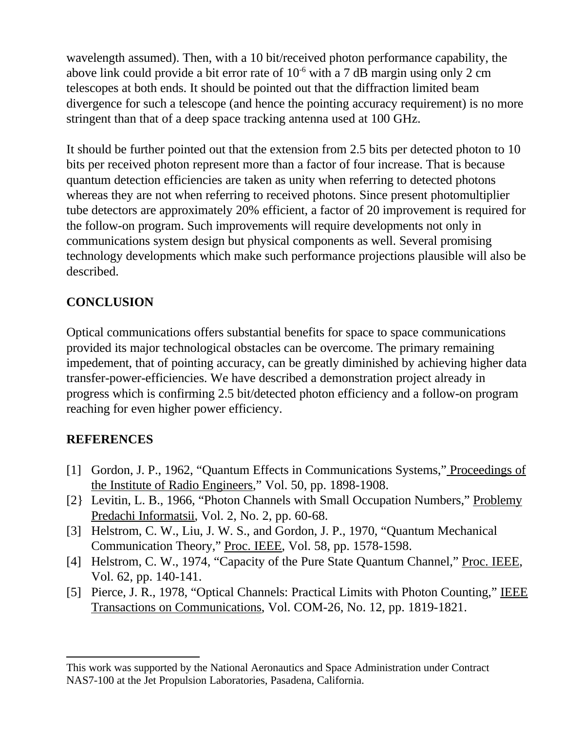wavelength assumed). Then, with a 10 bit/received photon performance capability, the above link could provide a bit error rate of $10^{-6}$ with a 7 dB margin using only 2 cm telescopes at both ends. It should be pointed out that the diffraction limited beam divergence for such a telescope (and hence the pointing accuracy requirement) is no more stringent than that of a deep space tracking antenna used at 100 GHz.

It should be further pointed out that the extension from 2.5 bits per detected photon to 10 bits per received photon represent more than a factor of four increase. That is because quantum detection efficiencies are taken as unity when referring to detected photons whereas they are not when referring to received photons. Since present photomultiplier tube detectors are approximately 20% efficient, a factor of 20 improvement is required for the follow-on program. Such improvements will require developments not only in communications system design but physical components as well. Several promising technology developments which make such performance projections plausible will also be described.

## CONCLUSION

Optical communications offers substantial benefits for space to space communications provided its major technological obstacles can be overcome. The primary remaining impedement, that of pointing accuracy, can be greatly diminished by achieving higher data transfer-power-efficiencies. We have described a demonstration project already in progress which is confirming 2.5 bit/detected photon efficiency and a follow-on program reaching for even higher power efficiency.

## REFERENCES

[1] Gordon, J. P., 1962, "Quantum Effects in Communications Systems," Proceedings of the Institute of Radio Engineers," Vol. 50, pp. 1898-1908.

[2} Levitin, L. B., 1966, "Photon Channels with Small Occupation Numbers," Problemy Predachi Informatsii, Vol. 2, No. 2, pp. 60-68.

[3] Helstrom, C. W., Liu, J. W. S., and Gordon, J. P., 1970, "Quantum Mechanical Communication Theory," Proc. IEEE, Vol. 58, pp. 1578-1598.

[4] Helstrom, C. W., 1974, "Capacity of the Pure State Quantum Channel," Proc. IEEE, Vol. 62, pp. 140-141.

[5] Pierce, J. R., 1978, "Optical Channels: Practical Limits with Photon Counting," IEEE Transactions on Communications, Vol. COM-26, No. 12, pp. 1819-1821.

---

This work was supported by the National Aeronautics and Space Administration under Contract NAS7-100 at the Jet Propulsion Laboratories, Pasadena, California.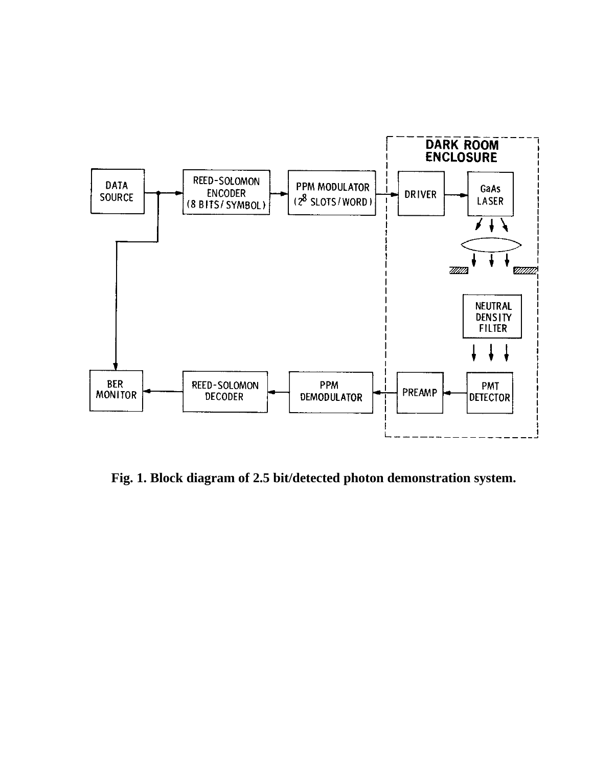Fig. 1. Block diagram of 2.5 bit/detected photon demonstration system.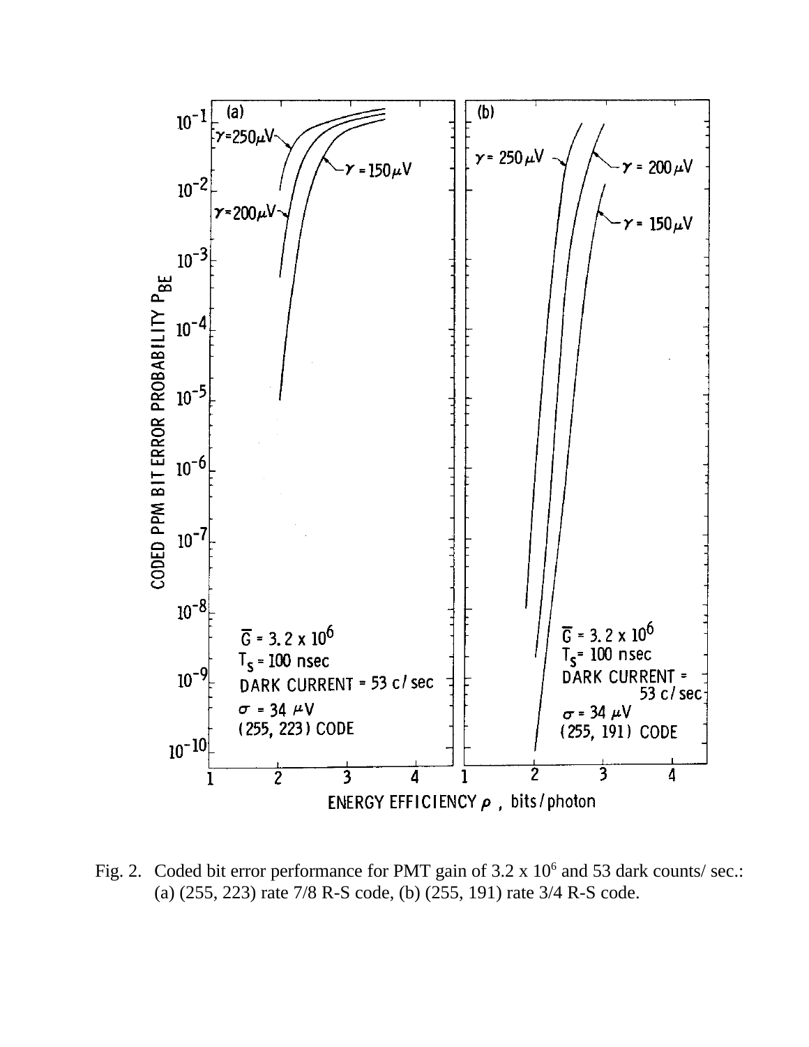Fig. 2. Coded bit error performance for PMT gain of 3.2 x $10^6$ and 53 dark counts/ sec.: (a) (255, 223) rate 7/8 R-S code, (b) (255, 191) rate 3/4 R-S code.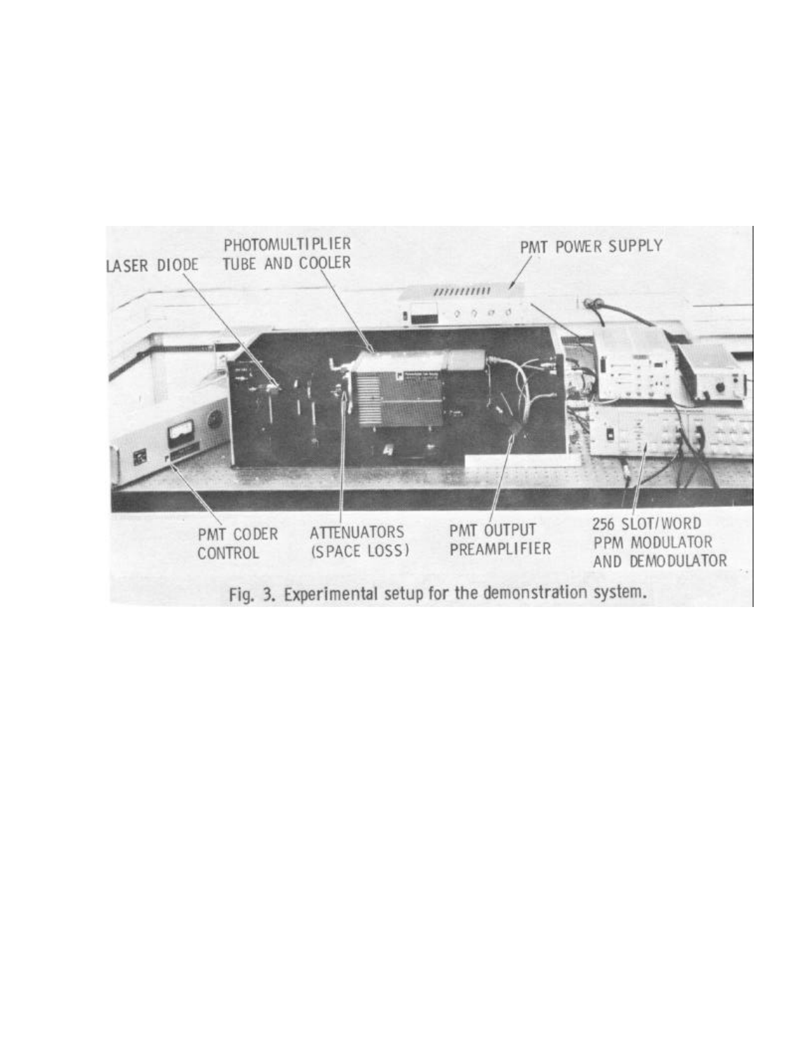LASER DIODE

PHOTOMULTIPLIER TUBE AND COOLER

PMT POWER SUPPLY

PMT CODER CONTROL

ATTENUATORS (SPACE LOSS)

PMT OUTPUT PREAMPLIFIER

256 SLOT/WORD PPM MODULATOR AND DEMODULATOR

Fig. 3. Experimental setup for the demonstration system.